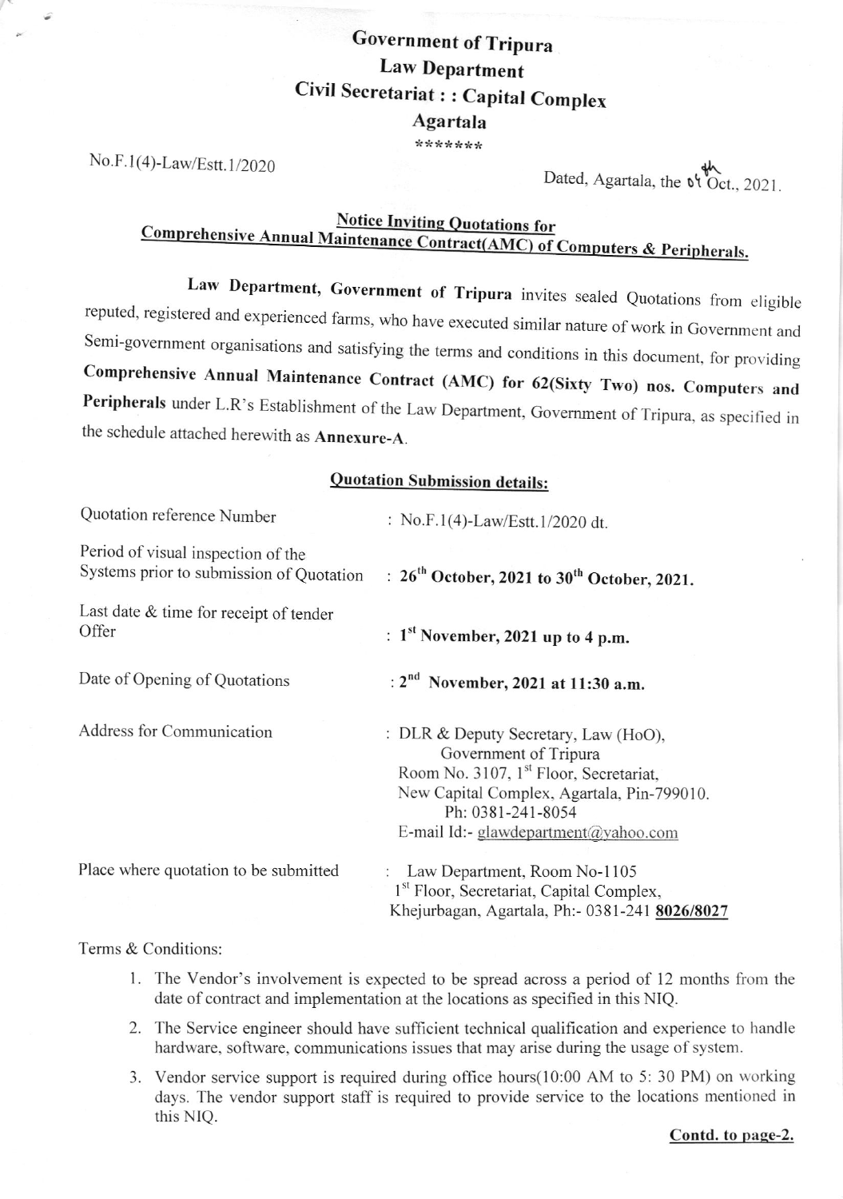# Government of Tripura
## Law Department
## Civil Secretariat : : Capital Complex
## Agartala

\*\*\*\*\*\*\*

No.F.1(4)-Law/Estt.1/2020

Dated, Agartala, the 04th Oct., 2021.

**Notice Inviting Quotations for**
**Comprehensive Annual Maintenance Contract(AMC) of Computers & Peripherals.**

**Law Department, Government of Tripura** invites sealed Quotations from eligible reputed, registered and experienced farms, who have executed similar nature of work in Government and Semi-government organisations and satisfying the terms and conditions in this document, for providing **Comprehensive Annual Maintenance Contract (AMC) for 62(Sixty Two) nos. Computers and Peripherals** under L.R's Establishment of the Law Department, Government of Tripura, as specified in the schedule attached herewith as **Annexure-A**.

**Quotation Submission details:**

| | |
|---|---|
| Quotation reference Number | : No.F.1(4)-Law/Estt.1/2020 dt. |
| Period of visual inspection of the Systems prior to submission of Quotation | : **26th October, 2021 to 30th October, 2021.** |
| Last date & time for receipt of tender Offer | : **1st November, 2021 up to 4 p.m.** |
| Date of Opening of Quotations | : **2nd November, 2021 at 11:30 a.m.** |
| Address for Communication | : DLR & Deputy Secretary, Law (HoO), Government of Tripura<br>Room No. 3107, 1st Floor, Secretariat, New Capital Complex, Agartala, Pin-799010.<br>Ph: 0381-241-8054<br>E-mail Id:- glawdepartment@yahoo.com |
| Place where quotation to be submitted | : Law Department, Room No-1105<br>1st Floor, Secretariat, Capital Complex, Khejurbagan, Agartala, Ph:- 0381-241 **8026/8027** |

Terms & Conditions:

1. The Vendor's involvement is expected to be spread across a period of 12 months from the date of contract and implementation at the locations as specified in this NIQ.
2. The Service engineer should have sufficient technical qualification and experience to handle hardware, software, communications issues that may arise during the usage of system.
3. Vendor service support is required during office hours(10:00 AM to 5: 30 PM) on working days. The vendor support staff is required to provide service to the locations mentioned in this NIQ.

**Contd. to page-2.**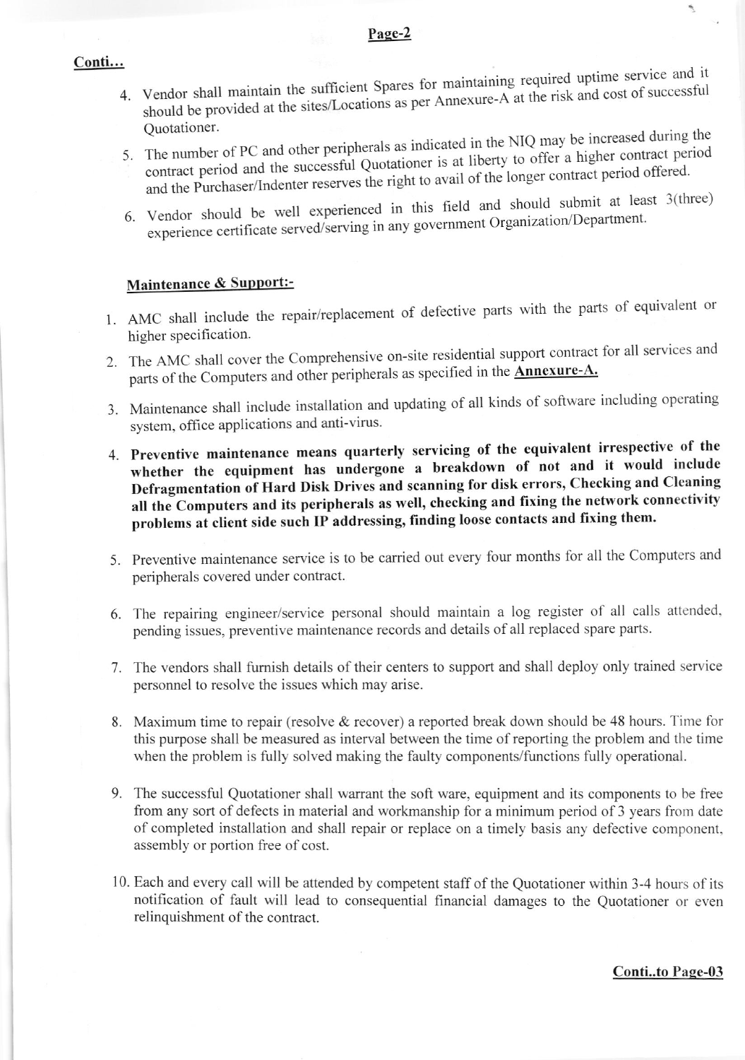**Conti...**

4. Vendor shall maintain the sufficient Spares for maintaining required uptime service and it should be provided at the sites/Locations as per Annexure-A at the risk and cost of successful Quotationer.
5. The number of PC and other peripherals as indicated in the NIQ may be increased during the contract period and the successful Quotationer is at liberty to offer a higher contract period and the Purchaser/Indenter reserves the right to avail of the longer contract period offered.
6. Vendor should be well experienced in this field and should submit at least 3(three) experience certificate served/serving in any government Organization/Department.

**Maintenance & Support:-**

1. AMC shall include the repair/replacement of defective parts with the parts of equivalent or higher specification.
2. The AMC shall cover the Comprehensive on-site residential support contract for all services and parts of the Computers and other peripherals as specified in the **Annexure-A.**
3. Maintenance shall include installation and updating of all kinds of software including operating system, office applications and anti-virus.
4. **Preventive maintenance means quarterly servicing of the equivalent irrespective of the whether the equipment has undergone a breakdown of not and it would include Defragmentation of Hard Disk Drives and scanning for disk errors, Checking and Cleaning all the Computers and its peripherals as well, checking and fixing the network connectivity problems at client side such IP addressing, finding loose contacts and fixing them.**
5. Preventive maintenance service is to be carried out every four months for all the Computers and peripherals covered under contract.
6. The repairing engineer/service personal should maintain a log register of all calls attended, pending issues, preventive maintenance records and details of all replaced spare parts.
7. The vendors shall furnish details of their centers to support and shall deploy only trained service personnel to resolve the issues which may arise.
8. Maximum time to repair (resolve & recover) a reported break down should be 48 hours. Time for this purpose shall be measured as interval between the time of reporting the problem and the time when the problem is fully solved making the faulty components/functions fully operational.
9. The successful Quotationer shall warrant the soft ware, equipment and its components to be free from any sort of defects in material and workmanship for a minimum period of 3 years from date of completed installation and shall repair or replace on a timely basis any defective component, assembly or portion free of cost.
10. Each and every call will be attended by competent staff of the Quotationer within 3-4 hours of its notification of fault will lead to consequential financial damages to the Quotationer or even relinquishment of the contract.

**Conti..to Page-03**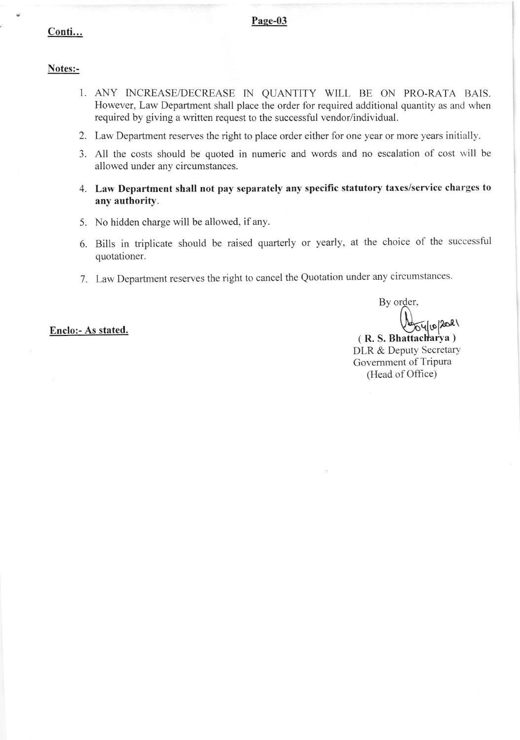**Conti…**

**Notes:-**

1. ANY INCREASE/DECREASE IN QUANTITY WILL BE ON PRO-RATA BAIS. However, Law Department shall place the order for required additional quantity as and when required by giving a written request to the successful vendor/individual.
2. Law Department reserves the right to place order either for one year or more years initially.
3. All the costs should be quoted in numeric and words and no escalation of cost will be allowed under any circumstances.
4. **Law Department shall not pay separately any specific statutory taxes/service charges to any authority**.
5. No hidden charge will be allowed, if any.
6. Bills in triplicate should be raised quarterly or yearly, at the choice of the successful quotationer.
7. Law Department reserves the right to cancel the Quotation under any circumstances.

By order,

04/10/2021

**( R. S. Bhattacharya )**
DLR & Deputy Secretary
Government of Tripura
(Head of Office)

**Enclo:- As stated.**